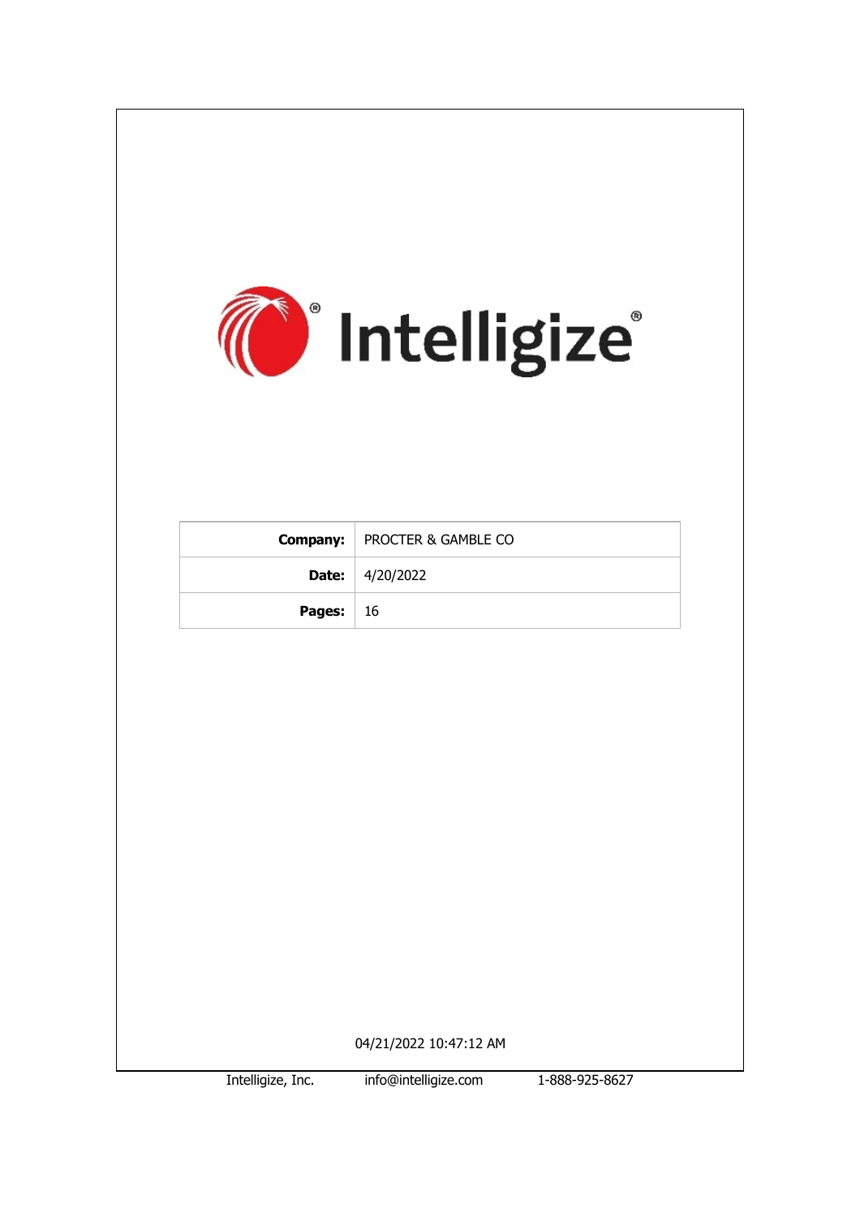Intelligize

| Company: | PROCTER & GAMBLE CO |
| --- | --- |
| Date: | 4/20/2022 |
| Pages: | 16 |

04/21/2022 10:47:12 AM

Intelligize, Inc. info@intelligize.com 1-888-925-8627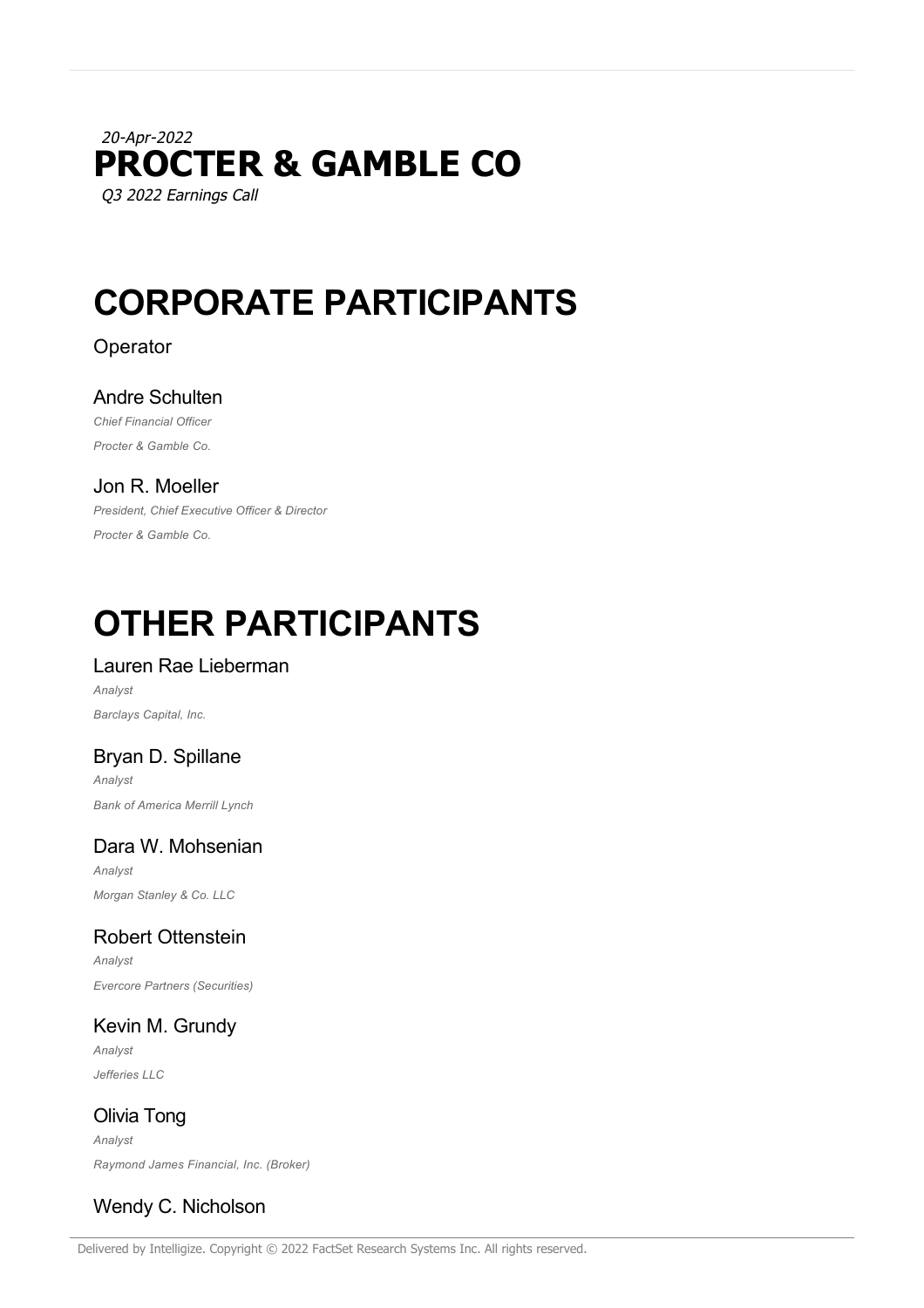*20-Apr-2022*

# PROCTER & GAMBLE CO

*Q3 2022 Earnings Call*

# CORPORATE PARTICIPANTS

Operator

### Andre Schulten

*Chief Financial Officer*

*Procter & Gamble Co.*

### Jon R. Moeller

*President, Chief Executive Officer & Director*

*Procter & Gamble Co.*

# OTHER PARTICIPANTS

### Lauren Rae Lieberman

*Analyst*

*Barclays Capital, Inc.*

### Bryan D. Spillane

*Analyst*

*Bank of America Merrill Lynch*

### Dara W. Mohsenian

*Analyst*

*Morgan Stanley & Co. LLC*

### Robert Ottenstein

*Analyst*

*Evercore Partners (Securities)*

### Kevin M. Grundy

*Analyst*

*Jefferies LLC*

### Olivia Tong

*Analyst*

*Raymond James Financial, Inc. (Broker)*

### Wendy C. Nicholson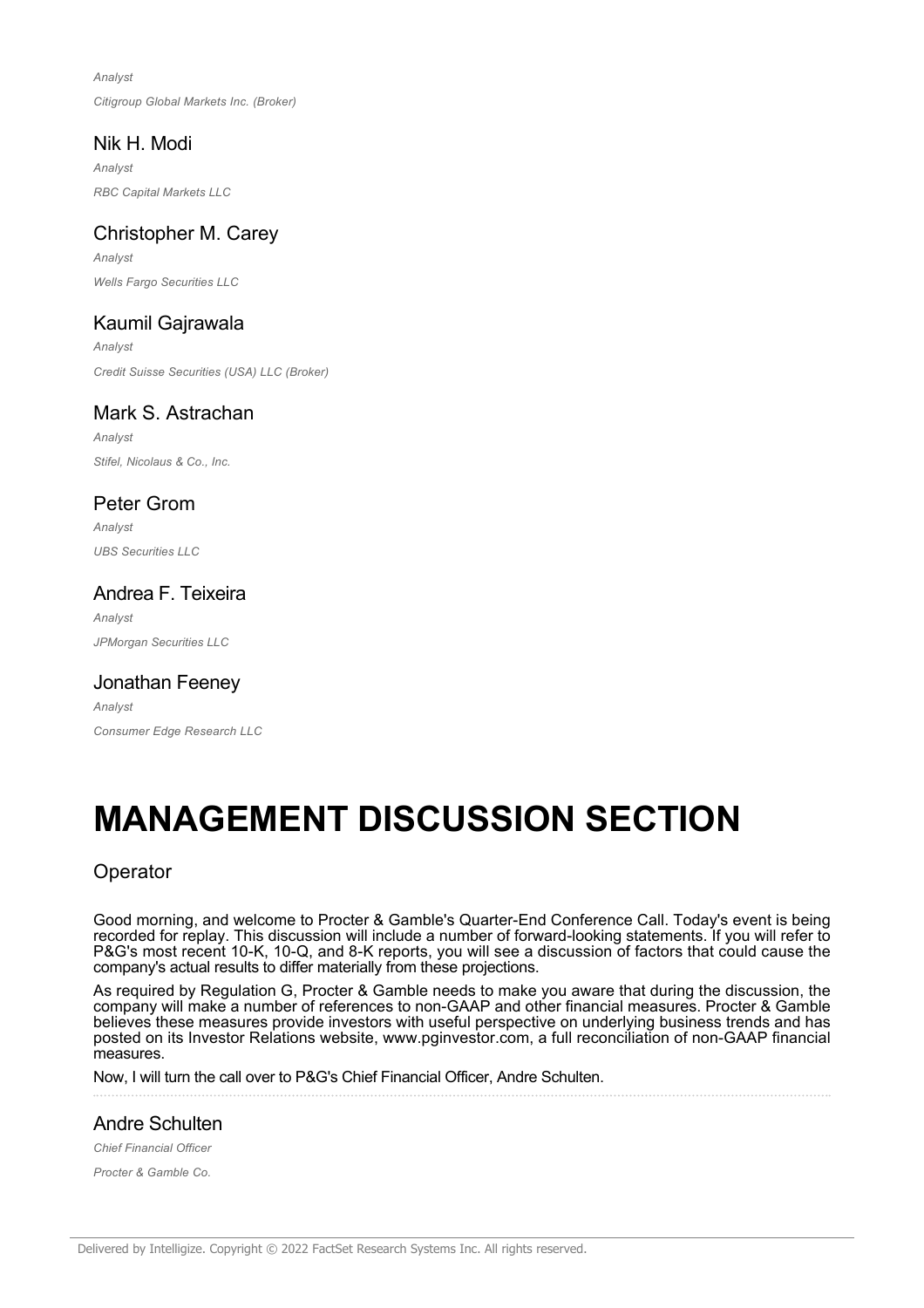*Analyst*

*Citigroup Global Markets Inc. (Broker)*

## Nik H. Modi

*Analyst*

*RBC Capital Markets LLC*

## Christopher M. Carey

*Analyst*

*Wells Fargo Securities LLC*

## Kaumil Gajrawala

*Analyst*

*Credit Suisse Securities (USA) LLC (Broker)*

## Mark S. Astrachan

*Analyst*

*Stifel, Nicolaus & Co., Inc.*

## Peter Grom

*Analyst*

*UBS Securities LLC*

## Andrea F. Teixeira

*Analyst*

*JPMorgan Securities LLC*

## Jonathan Feeney

*Analyst*

*Consumer Edge Research LLC*

# MANAGEMENT DISCUSSION SECTION

## Operator

Good morning, and welcome to Procter & Gamble's Quarter-End Conference Call. Today's event is being recorded for replay. This discussion will include a number of forward-looking statements. If you will refer to P&G's most recent 10-K, 10-Q, and 8-K reports, you will see a discussion of factors that could cause the company's actual results to differ materially from these projections.

As required by Regulation G, Procter & Gamble needs to make you aware that during the discussion, the company will make a number of references to non-GAAP and other financial measures. Procter & Gamble believes these measures provide investors with useful perspective on underlying business trends and has posted on its Investor Relations website, www.pginvestor.com, a full reconciliation of non-GAAP financial measures.

Now, I will turn the call over to P&G's Chief Financial Officer, Andre Schulten.

---

## Andre Schulten

*Chief Financial Officer*

*Procter & Gamble Co.*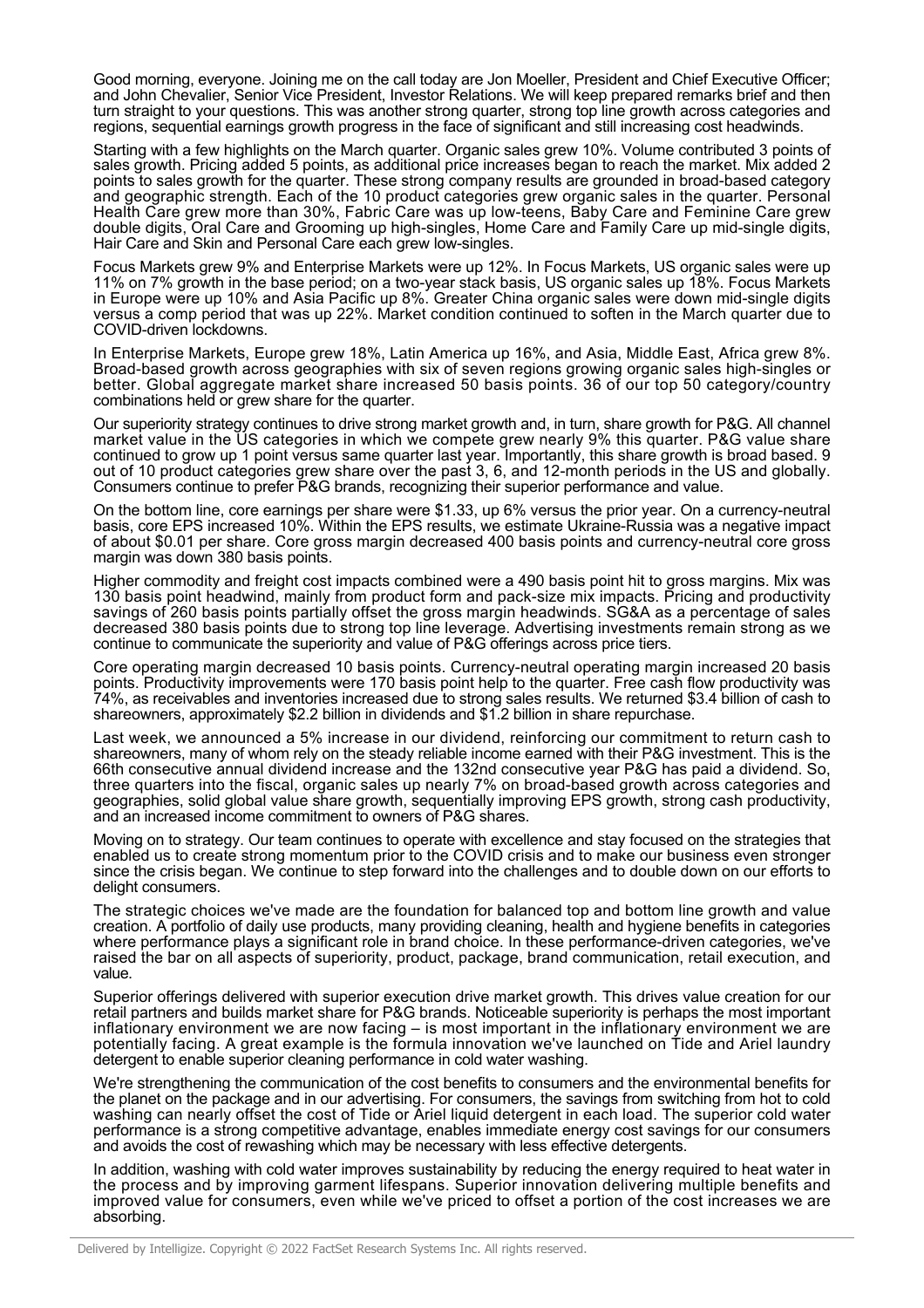Good morning, everyone. Joining me on the call today are Jon Moeller, President and Chief Executive Officer; and John Chevalier, Senior Vice President, Investor Relations. We will keep prepared remarks brief and then turn straight to your questions. This was another strong quarter, strong top line growth across categories and regions, sequential earnings growth progress in the face of significant and still increasing cost headwinds.

Starting with a few highlights on the March quarter. Organic sales grew 10%. Volume contributed 3 points of sales growth. Pricing added 5 points, as additional price increases began to reach the market. Mix added 2 points to sales growth for the quarter. These strong company results are grounded in broad-based category and geographic strength. Each of the 10 product categories grew organic sales in the quarter. Personal Health Care grew more than 30%, Fabric Care was up low-teens, Baby Care and Feminine Care grew double digits, Oral Care and Grooming up high-singles, Home Care and Family Care up mid-single digits, Hair Care and Skin and Personal Care each grew low-singles.

Focus Markets grew 9% and Enterprise Markets were up 12%. In Focus Markets, US organic sales were up 11% on 7% growth in the base period; on a two-year stack basis, US organic sales up 18%. Focus Markets in Europe were up 10% and Asia Pacific up 8%. Greater China organic sales were down mid-single digits versus a comp period that was up 22%. Market condition continued to soften in the March quarter due to COVID-driven lockdowns.

In Enterprise Markets, Europe grew 18%, Latin America up 16%, and Asia, Middle East, Africa grew 8%. Broad-based growth across geographies with six of seven regions growing organic sales high-singles or better. Global aggregate market share increased 50 basis points. 36 of our top 50 category/country combinations held or grew share for the quarter.

Our superiority strategy continues to drive strong market growth and, in turn, share growth for P&G. All channel market value in the US categories in which we compete grew nearly 9% this quarter. P&G value share continued to grow up 1 point versus same quarter last year. Importantly, this share growth is broad based. 9 out of 10 product categories grew share over the past 3, 6, and 12-month periods in the US and globally. Consumers continue to prefer P&G brands, recognizing their superior performance and value.

On the bottom line, core earnings per share were $1.33, up 6% versus the prior year. On a currency-neutral basis, core EPS increased 10%. Within the EPS results, we estimate Ukraine-Russia was a negative impact of about $0.01 per share. Core gross margin decreased 400 basis points and currency-neutral core gross margin was down 380 basis points.

Higher commodity and freight cost impacts combined were a 490 basis point hit to gross margins. Mix was 130 basis point headwind, mainly from product form and pack-size mix impacts. Pricing and productivity savings of 260 basis points partially offset the gross margin headwinds. SG&A as a percentage of sales decreased 380 basis points due to strong top line leverage. Advertising investments remain strong as we continue to communicate the superiority and value of P&G offerings across price tiers.

Core operating margin decreased 10 basis points. Currency-neutral operating margin increased 20 basis points. Productivity improvements were 170 basis point help to the quarter. Free cash flow productivity was 74%, as receivables and inventories increased due to strong sales results. We returned $3.4 billion of cash to shareowners, approximately $2.2 billion in dividends and $1.2 billion in share repurchase.

Last week, we announced a 5% increase in our dividend, reinforcing our commitment to return cash to shareowners, many of whom rely on the steady reliable income earned with their P&G investment. This is the 66th consecutive annual dividend increase and the 132nd consecutive year P&G has paid a dividend. So, three quarters into the fiscal, organic sales up nearly 7% on broad-based growth across categories and geographies, solid global value share growth, sequentially improving EPS growth, strong cash productivity, and an increased income commitment to owners of P&G shares.

Moving on to strategy. Our team continues to operate with excellence and stay focused on the strategies that enabled us to create strong momentum prior to the COVID crisis and to make our business even stronger since the crisis began. We continue to step forward into the challenges and to double down on our efforts to delight consumers.

The strategic choices we've made are the foundation for balanced top and bottom line growth and value creation. A portfolio of daily use products, many providing cleaning, health and hygiene benefits in categories where performance plays a significant role in brand choice. In these performance-driven categories, we've raised the bar on all aspects of superiority, product, package, brand communication, retail execution, and value.

Superior offerings delivered with superior execution drive market growth. This drives value creation for our retail partners and builds market share for P&G brands. Noticeable superiority is perhaps the most important inflationary environment we are now facing – is most important in the inflationary environment we are potentially facing. A great example is the formula innovation we've launched on Tide and Ariel laundry detergent to enable superior cleaning performance in cold water washing.

We're strengthening the communication of the cost benefits to consumers and the environmental benefits for the planet on the package and in our advertising. For consumers, the savings from switching from hot to cold washing can nearly offset the cost of Tide or Ariel liquid detergent in each load. The superior cold water performance is a strong competitive advantage, enables immediate energy cost savings for our consumers and avoids the cost of rewashing which may be necessary with less effective detergents.

In addition, washing with cold water improves sustainability by reducing the energy required to heat water in the process and by improving garment lifespans. Superior innovation delivering multiple benefits and improved value for consumers, even while we've priced to offset a portion of the cost increases we are absorbing.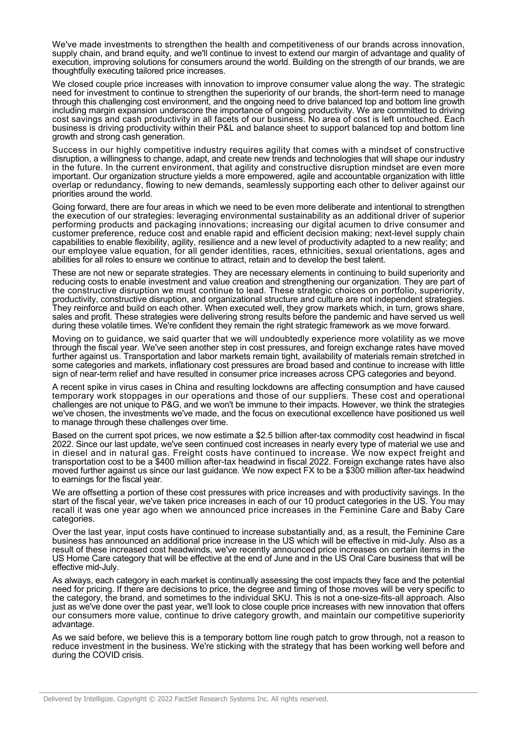We've made investments to strengthen the health and competitiveness of our brands across innovation, supply chain, and brand equity, and we'll continue to invest to extend our margin of advantage and quality of execution, improving solutions for consumers around the world. Building on the strength of our brands, we are thoughtfully executing tailored price increases.

We closed couple price increases with innovation to improve consumer value along the way. The strategic need for investment to continue to strengthen the superiority of our brands, the short-term need to manage through this challenging cost environment, and the ongoing need to drive balanced top and bottom line growth including margin expansion underscore the importance of ongoing productivity. We are committed to driving cost savings and cash productivity in all facets of our business. No area of cost is left untouched. Each business is driving productivity within their P&L and balance sheet to support balanced top and bottom line growth and strong cash generation.

Success in our highly competitive industry requires agility that comes with a mindset of constructive disruption, a willingness to change, adapt, and create new trends and technologies that will shape our industry in the future. In the current environment, that agility and constructive disruption mindset are even more important. Our organization structure yields a more empowered, agile and accountable organization with little overlap or redundancy, flowing to new demands, seamlessly supporting each other to deliver against our priorities around the world.

Going forward, there are four areas in which we need to be even more deliberate and intentional to strengthen the execution of our strategies: leveraging environmental sustainability as an additional driver of superior performing products and packaging innovations; increasing our digital acumen to drive consumer and customer preference, reduce cost and enable rapid and efficient decision making; next-level supply chain capabilities to enable flexibility, agility, resilience and a new level of productivity adapted to a new reality; and our employee value equation, for all gender identities, races, ethnicities, sexual orientations, ages and abilities for all roles to ensure we continue to attract, retain and to develop the best talent.

These are not new or separate strategies. They are necessary elements in continuing to build superiority and reducing costs to enable investment and value creation and strengthening our organization. They are part of the constructive disruption we must continue to lead. These strategic choices on portfolio, superiority, productivity, constructive disruption, and organizational structure and culture are not independent strategies. They reinforce and build on each other. When executed well, they grow markets which, in turn, grows share, sales and profit. These strategies were delivering strong results before the pandemic and have served us well during these volatile times. We're confident they remain the right strategic framework as we move forward.

Moving on to guidance, we said quarter that we will undoubtedly experience more volatility as we move through the fiscal year. We've seen another step in cost pressures, and foreign exchange rates have moved further against us. Transportation and labor markets remain tight, availability of materials remain stretched in some categories and markets, inflationary cost pressures are broad based and continue to increase with little sign of near-term relief and have resulted in consumer price increases across CPG categories and beyond.

A recent spike in virus cases in China and resulting lockdowns are affecting consumption and have caused temporary work stoppages in our operations and those of our suppliers. These cost and operational challenges are not unique to P&G, and we won't be immune to their impacts. However, we think the strategies we've chosen, the investments we've made, and the focus on executional excellence have positioned us well to manage through these challenges over time.

Based on the current spot prices, we now estimate a $2.5 billion after-tax commodity cost headwind in fiscal 2022. Since our last update, we've seen continued cost increases in nearly every type of material we use and in diesel and in natural gas. Freight costs have continued to increase. We now expect freight and transportation cost to be a $400 million after-tax headwind in fiscal 2022. Foreign exchange rates have also moved further against us since our last guidance. We now expect FX to be a $300 million after-tax headwind to earnings for the fiscal year.

We are offsetting a portion of these cost pressures with price increases and with productivity savings. In the start of the fiscal year, we've taken price increases in each of our 10 product categories in the US. You may recall it was one year ago when we announced price increases in the Feminine Care and Baby Care categories.

Over the last year, input costs have continued to increase substantially and, as a result, the Feminine Care business has announced an additional price increase in the US which will be effective in mid-July. Also as a result of these increased cost headwinds, we've recently announced price increases on certain items in the US Home Care category that will be effective at the end of June and in the US Oral Care business that will be effective mid-July.

As always, each category in each market is continually assessing the cost impacts they face and the potential need for pricing. If there are decisions to price, the degree and timing of those moves will be very specific to the category, the brand, and sometimes to the individual SKU. This is not a one-size-fits-all approach. Also just as we've done over the past year, we'll look to close couple price increases with new innovation that offers our consumers more value, continue to drive category growth, and maintain our competitive superiority advantage.

As we said before, we believe this is a temporary bottom line rough patch to grow through, not a reason to reduce investment in the business. We're sticking with the strategy that has been working well before and during the COVID crisis.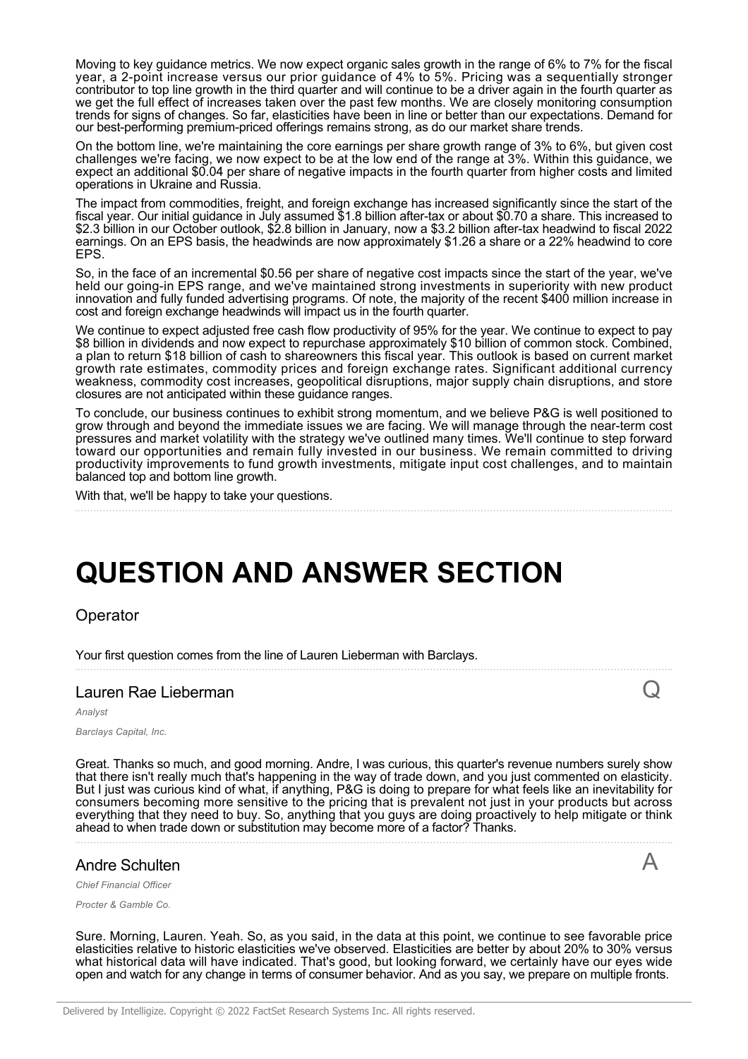Moving to key guidance metrics. We now expect organic sales growth in the range of 6% to 7% for the fiscal year, a 2-point increase versus our prior guidance of 4% to 5%. Pricing was a sequentially stronger contributor to top line growth in the third quarter and will continue to be a driver again in the fourth quarter as we get the full effect of increases taken over the past few months. We are closely monitoring consumption trends for signs of changes. So far, elasticities have been in line or better than our expectations. Demand for our best-performing premium-priced offerings remains strong, as do our market share trends.

On the bottom line, we're maintaining the core earnings per share growth range of 3% to 6%, but given cost challenges we're facing, we now expect to be at the low end of the range at 3%. Within this guidance, we expect an additional $0.04 per share of negative impacts in the fourth quarter from higher costs and limited operations in Ukraine and Russia.

The impact from commodities, freight, and foreign exchange has increased significantly since the start of the fiscal year. Our initial guidance in July assumed $1.8 billion after-tax or about $0.70 a share. This increased to $2.3 billion in our October outlook, $2.8 billion in January, now a $3.2 billion after-tax headwind to fiscal 2022 earnings. On an EPS basis, the headwinds are now approximately $1.26 a share or a 22% headwind to core EPS.

So, in the face of an incremental $0.56 per share of negative cost impacts since the start of the year, we've held our going-in EPS range, and we've maintained strong investments in superiority with new product innovation and fully funded advertising programs. Of note, the majority of the recent $400 million increase in cost and foreign exchange headwinds will impact us in the fourth quarter.

We continue to expect adjusted free cash flow productivity of 95% for the year. We continue to expect to pay $8 billion in dividends and now expect to repurchase approximately $10 billion of common stock. Combined, a plan to return $18 billion of cash to shareowners this fiscal year. This outlook is based on current market growth rate estimates, commodity prices and foreign exchange rates. Significant additional currency weakness, commodity cost increases, geopolitical disruptions, major supply chain disruptions, and store closures are not anticipated within these guidance ranges.

To conclude, our business continues to exhibit strong momentum, and we believe P&G is well positioned to grow through and beyond the immediate issues we are facing. We will manage through the near-term cost pressures and market volatility with the strategy we've outlined many times. We'll continue to step forward toward our opportunities and remain fully invested in our business. We remain committed to driving productivity improvements to fund growth investments, mitigate input cost challenges, and to maintain balanced top and bottom line growth.

With that, we'll be happy to take your questions.

# QUESTION AND ANSWER SECTION

## Operator

Your first question comes from the line of Lauren Lieberman with Barclays.

## Lauren Rae Lieberman — Q

*Analyst*

*Barclays Capital, Inc.*

Great. Thanks so much, and good morning. Andre, I was curious, this quarter's revenue numbers surely show that there isn't really much that's happening in the way of trade down, and you just commented on elasticity. But I just was curious kind of what, if anything, P&G is doing to prepare for what feels like an inevitability for consumers becoming more sensitive to the pricing that is prevalent not just in your products but across everything that they need to buy. So, anything that you guys are doing proactively to help mitigate or think ahead to when trade down or substitution may become more of a factor? Thanks.

## Andre Schulten — A

*Chief Financial Officer*

*Procter & Gamble Co.*

Sure. Morning, Lauren. Yeah. So, as you said, in the data at this point, we continue to see favorable price elasticities relative to historic elasticities we've observed. Elasticities are better by about 20% to 30% versus what historical data will have indicated. That's good, but looking forward, we certainly have our eyes wide open and watch for any change in terms of consumer behavior. And as you say, we prepare on multiple fronts.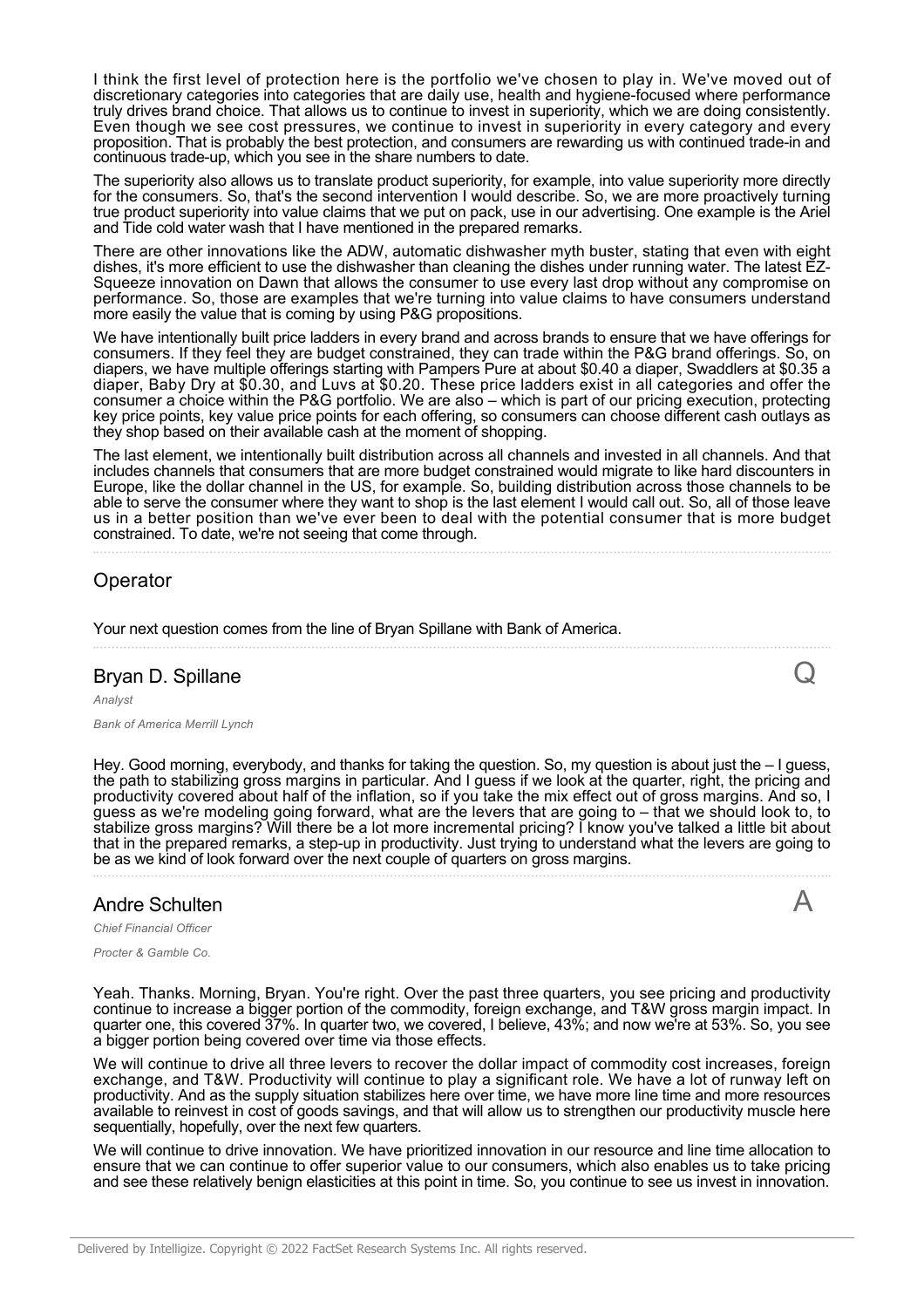I think the first level of protection here is the portfolio we've chosen to play in. We've moved out of discretionary categories into categories that are daily use, health and hygiene-focused where performance truly drives brand choice. That allows us to continue to invest in superiority, which we are doing consistently. Even though we see cost pressures, we continue to invest in superiority in every category and every proposition. That is probably the best protection, and consumers are rewarding us with continued trade-in and continuous trade-up, which you see in the share numbers to date.

The superiority also allows us to translate product superiority, for example, into value superiority more directly for the consumers. So, that's the second intervention I would describe. So, we are more proactively turning true product superiority into value claims that we put on pack, use in our advertising. One example is the Ariel and Tide cold water wash that I have mentioned in the prepared remarks.

There are other innovations like the ADW, automatic dishwasher myth buster, stating that even with eight dishes, it's more efficient to use the dishwasher than cleaning the dishes under running water. The latest EZ-Squeeze innovation on Dawn that allows the consumer to use every last drop without any compromise on performance. So, those are examples that we're turning into value claims to have consumers understand more easily the value that is coming by using P&G propositions.

We have intentionally built price ladders in every brand and across brands to ensure that we have offerings for consumers. If they feel they are budget constrained, they can trade within the P&G brand offerings. So, on diapers, we have multiple offerings starting with Pampers Pure at about $0.40 a diaper, Swaddlers at $0.35 a diaper, Baby Dry at $0.30, and Luvs at $0.20. These price ladders exist in all categories and offer the consumer a choice within the P&G portfolio. We are also – which is part of our pricing execution, protecting key price points, key value price points for each offering, so consumers can choose different cash outlays as they shop based on their available cash at the moment of shopping.

The last element, we intentionally built distribution across all channels and invested in all channels. And that includes channels that consumers that are more budget constrained would migrate to like hard discounters in Europe, like the dollar channel in the US, for example. So, building distribution across those channels to be able to serve the consumer where they want to shop is the last element I would call out. So, all of those leave us in a better position than we've ever been to deal with the potential consumer that is more budget constrained. To date, we're not seeing that come through.

## Operator

Your next question comes from the line of Bryan Spillane with Bank of America.

## Bryan D. Spillane

*Analyst*

*Bank of America Merrill Lynch*

Q

Hey. Good morning, everybody, and thanks for taking the question. So, my question is about just the – I guess, the path to stabilizing gross margins in particular. And I guess if we look at the quarter, right, the pricing and productivity covered about half of the inflation, so if you take the mix effect out of gross margins. And so, I guess as we're modeling going forward, what are the levers that are going to – that we should look to, to stabilize gross margins? Will there be a lot more incremental pricing? I know you've talked a little bit about that in the prepared remarks, a step-up in productivity. Just trying to understand what the levers are going to be as we kind of look forward over the next couple of quarters on gross margins.

## Andre Schulten

*Chief Financial Officer*

*Procter & Gamble Co.*

A

Yeah. Thanks. Morning, Bryan. You're right. Over the past three quarters, you see pricing and productivity continue to increase a bigger portion of the commodity, foreign exchange, and T&W gross margin impact. In quarter one, this covered 37%. In quarter two, we covered, I believe, 43%; and now we're at 53%. So, you see a bigger portion being covered over time via those effects.

We will continue to drive all three levers to recover the dollar impact of commodity cost increases, foreign exchange, and T&W. Productivity will continue to play a significant role. We have a lot of runway left on productivity. And as the supply situation stabilizes here over time, we have more line time and more resources available to reinvest in cost of goods savings, and that will allow us to strengthen our productivity muscle here sequentially, hopefully, over the next few quarters.

We will continue to drive innovation. We have prioritized innovation in our resource and line time allocation to ensure that we can continue to offer superior value to our consumers, which also enables us to take pricing and see these relatively benign elasticities at this point in time. So, you continue to see us invest in innovation.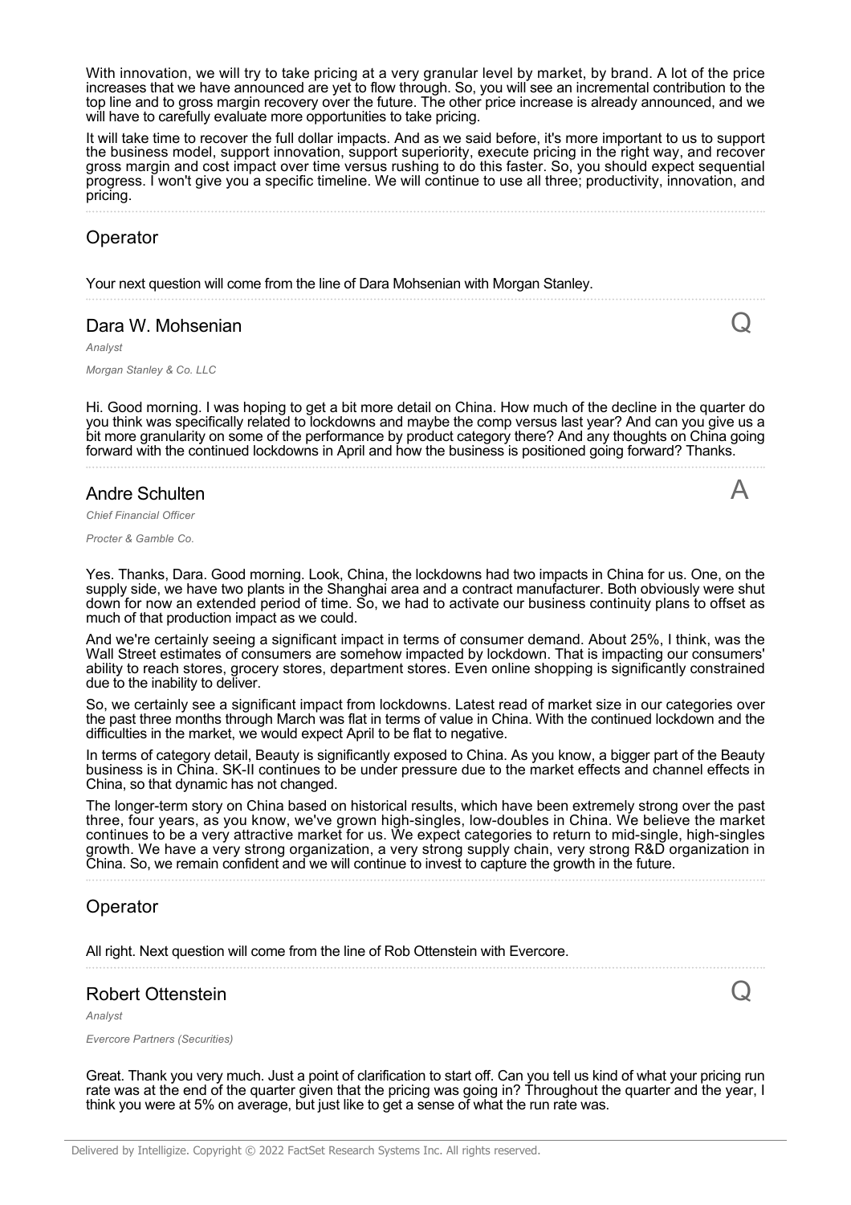With innovation, we will try to take pricing at a very granular level by market, by brand. A lot of the price increases that we have announced are yet to flow through. So, you will see an incremental contribution to the top line and to gross margin recovery over the future. The other price increase is already announced, and we will have to carefully evaluate more opportunities to take pricing.

It will take time to recover the full dollar impacts. And as we said before, it's more important to us to support the business model, support innovation, support superiority, execute pricing in the right way, and recover gross margin and cost impact over time versus rushing to do this faster. So, you should expect sequential progress. I won't give you a specific timeline. We will continue to use all three; productivity, innovation, and pricing.

## Operator

Your next question will come from the line of Dara Mohsenian with Morgan Stanley.

## Dara W. Mohsenian

*Analyst*

*Morgan Stanley & Co. LLC*

Q

Hi. Good morning. I was hoping to get a bit more detail on China. How much of the decline in the quarter do you think was specifically related to lockdowns and maybe the comp versus last year? And can you give us a bit more granularity on some of the performance by product category there? And any thoughts on China going forward with the continued lockdowns in April and how the business is positioned going forward? Thanks.

## Andre Schulten

*Chief Financial Officer*

*Procter & Gamble Co.*

A

Yes. Thanks, Dara. Good morning. Look, China, the lockdowns had two impacts in China for us. One, on the supply side, we have two plants in the Shanghai area and a contract manufacturer. Both obviously were shut down for now an extended period of time. So, we had to activate our business continuity plans to offset as much of that production impact as we could.

And we're certainly seeing a significant impact in terms of consumer demand. About 25%, I think, was the Wall Street estimates of consumers are somehow impacted by lockdown. That is impacting our consumers' ability to reach stores, grocery stores, department stores. Even online shopping is significantly constrained due to the inability to deliver.

So, we certainly see a significant impact from lockdowns. Latest read of market size in our categories over the past three months through March was flat in terms of value in China. With the continued lockdown and the difficulties in the market, we would expect April to be flat to negative.

In terms of category detail, Beauty is significantly exposed to China. As you know, a bigger part of the Beauty business is in China. SK-II continues to be under pressure due to the market effects and channel effects in China, so that dynamic has not changed.

The longer-term story on China based on historical results, which have been extremely strong over the past three, four years, as you know, we've grown high-singles, low-doubles in China. We believe the market continues to be a very attractive market for us. We expect categories to return to mid-single, high-singles growth. We have a very strong organization, a very strong supply chain, very strong R&D organization in China. So, we remain confident and we will continue to invest to capture the growth in the future.

## Operator

All right. Next question will come from the line of Rob Ottenstein with Evercore.

## Robert Ottenstein

*Analyst*

*Evercore Partners (Securities)*

Q

Great. Thank you very much. Just a point of clarification to start off. Can you tell us kind of what your pricing run rate was at the end of the quarter given that the pricing was going in? Throughout the quarter and the year, I think you were at 5% on average, but just like to get a sense of what the run rate was.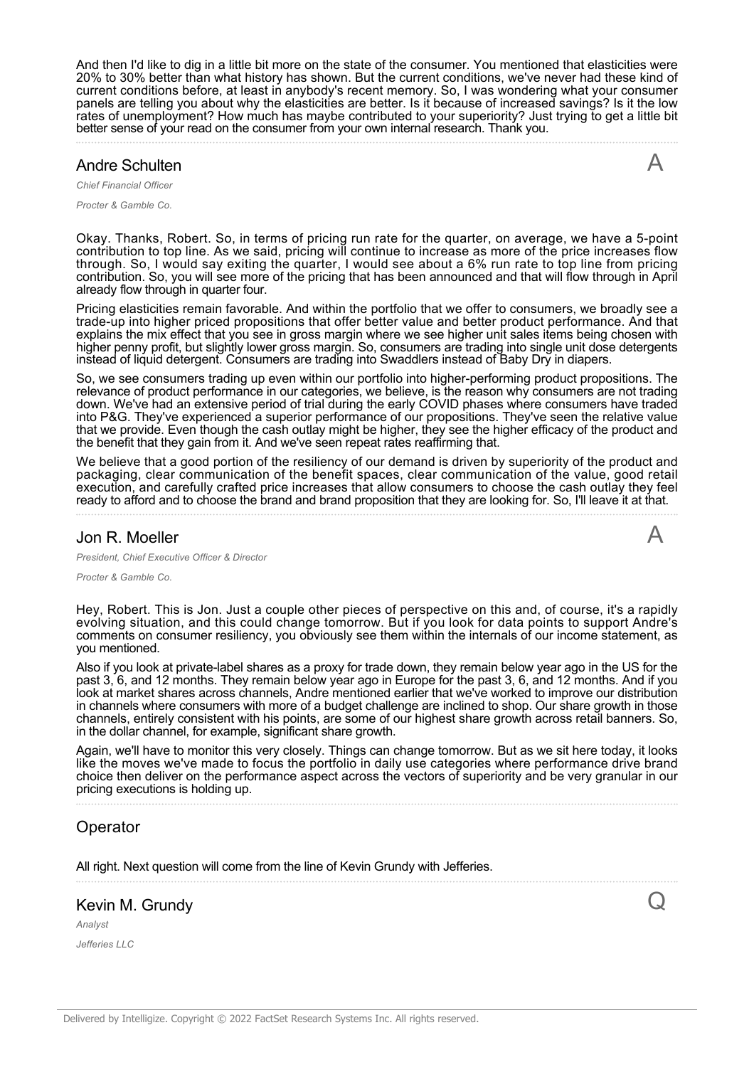And then I'd like to dig in a little bit more on the state of the consumer. You mentioned that elasticities were 20% to 30% better than what history has shown. But the current conditions, we've never had these kind of current conditions before, at least in anybody's recent memory. So, I was wondering what your consumer panels are telling you about why the elasticities are better. Is it because of increased savings? Is it the low rates of unemployment? How much has maybe contributed to your superiority? Just trying to get a little bit better sense of your read on the consumer from your own internal research. Thank you.

## Andre Schulten

*Chief Financial Officer*

*Procter & Gamble Co.*

A

Okay. Thanks, Robert. So, in terms of pricing run rate for the quarter, on average, we have a 5-point contribution to top line. As we said, pricing will continue to increase as more of the price increases flow through. So, I would say exiting the quarter, I would see about a 6% run rate to top line from pricing contribution. So, you will see more of the pricing that has been announced and that will flow through in April already flow through in quarter four.

Pricing elasticities remain favorable. And within the portfolio that we offer to consumers, we broadly see a trade-up into higher priced propositions that offer better value and better product performance. And that explains the mix effect that you see in gross margin where we see higher unit sales items being chosen with higher penny profit, but slightly lower gross margin. So, consumers are trading into single unit dose detergents instead of liquid detergent. Consumers are trading into Swaddlers instead of Baby Dry in diapers.

So, we see consumers trading up even within our portfolio into higher-performing product propositions. The relevance of product performance in our categories, we believe, is the reason why consumers are not trading down. We've had an extensive period of trial during the early COVID phases where consumers have traded into P&G. They've experienced a superior performance of our propositions. They've seen the relative value that we provide. Even though the cash outlay might be higher, they see the higher efficacy of the product and the benefit that they gain from it. And we've seen repeat rates reaffirming that.

We believe that a good portion of the resiliency of our demand is driven by superiority of the product and packaging, clear communication of the benefit spaces, clear communication of the value, good retail execution, and carefully crafted price increases that allow consumers to choose the cash outlay they feel ready to afford and to choose the brand and brand proposition that they are looking for. So, I'll leave it at that.

## Jon R. Moeller

*President, Chief Executive Officer & Director*

*Procter & Gamble Co.*

A

Hey, Robert. This is Jon. Just a couple other pieces of perspective on this and, of course, it's a rapidly evolving situation, and this could change tomorrow. But if you look for data points to support Andre's comments on consumer resiliency, you obviously see them within the internals of our income statement, as you mentioned.

Also if you look at private-label shares as a proxy for trade down, they remain below year ago in the US for the past 3, 6, and 12 months. They remain below year ago in Europe for the past 3, 6, and 12 months. And if you look at market shares across channels, Andre mentioned earlier that we've worked to improve our distribution in channels where consumers with more of a budget challenge are inclined to shop. Our share growth in those channels, entirely consistent with his points, are some of our highest share growth across retail banners. So, in the dollar channel, for example, significant share growth.

Again, we'll have to monitor this very closely. Things can change tomorrow. But as we sit here today, it looks like the moves we've made to focus the portfolio in daily use categories where performance drive brand choice then deliver on the performance aspect across the vectors of superiority and be very granular in our pricing executions is holding up.

## Operator

All right. Next question will come from the line of Kevin Grundy with Jefferies.

## Kevin M. Grundy

*Analyst*

*Jefferies LLC*

Q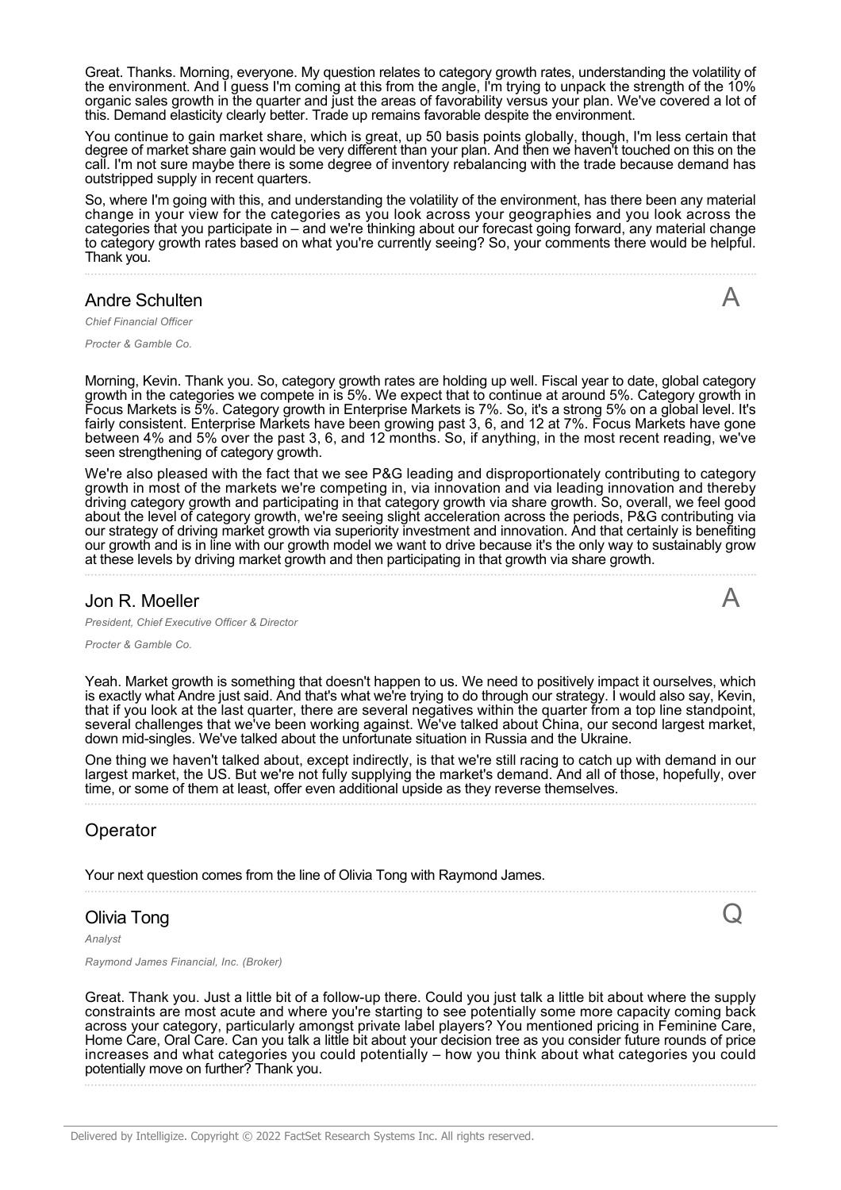Great. Thanks. Morning, everyone. My question relates to category growth rates, understanding the volatility of the environment. And I guess I'm coming at this from the angle, I'm trying to unpack the strength of the 10% organic sales growth in the quarter and just the areas of favorability versus your plan. We've covered a lot of this. Demand elasticity clearly better. Trade up remains favorable despite the environment.

You continue to gain market share, which is great, up 50 basis points globally, though, I'm less certain that degree of market share gain would be very different than your plan. And then we haven't touched on this on the call. I'm not sure maybe there is some degree of inventory rebalancing with the trade because demand has outstripped supply in recent quarters.

So, where I'm going with this, and understanding the volatility of the environment, has there been any material change in your view for the categories as you look across your geographies and you look across the categories that you participate in – and we're thinking about our forecast going forward, any material change to category growth rates based on what you're currently seeing? So, your comments there would be helpful. Thank you.

## Andre Schulten

*Chief Financial Officer*

*Procter & Gamble Co.*

A

Morning, Kevin. Thank you. So, category growth rates are holding up well. Fiscal year to date, global category growth in the categories we compete in is 5%. We expect that to continue at around 5%. Category growth in Focus Markets is 5%. Category growth in Enterprise Markets is 7%. So, it's a strong 5% on a global level. It's fairly consistent. Enterprise Markets have been growing past 3, 6, and 12 at 7%. Focus Markets have gone between 4% and 5% over the past 3, 6, and 12 months. So, if anything, in the most recent reading, we've seen strengthening of category growth.

We're also pleased with the fact that we see P&G leading and disproportionately contributing to category growth in most of the markets we're competing in, via innovation and via leading innovation and thereby driving category growth and participating in that category growth via share growth. So, overall, we feel good about the level of category growth, we're seeing slight acceleration across the periods, P&G contributing via our strategy of driving market growth via superiority investment and innovation. And that certainly is benefiting our growth and is in line with our growth model we want to drive because it's the only way to sustainably grow at these levels by driving market growth and then participating in that growth via share growth.

## Jon R. Moeller

*President, Chief Executive Officer & Director*

*Procter & Gamble Co.*

A

Yeah. Market growth is something that doesn't happen to us. We need to positively impact it ourselves, which is exactly what Andre just said. And that's what we're trying to do through our strategy. I would also say, Kevin, that if you look at the last quarter, there are several negatives within the quarter from a top line standpoint, several challenges that we've been working against. We've talked about China, our second largest market, down mid-singles. We've talked about the unfortunate situation in Russia and the Ukraine.

One thing we haven't talked about, except indirectly, is that we're still racing to catch up with demand in our largest market, the US. But we're not fully supplying the market's demand. And all of those, hopefully, over time, or some of them at least, offer even additional upside as they reverse themselves.

## Operator

Your next question comes from the line of Olivia Tong with Raymond James.

## Olivia Tong

*Analyst*

*Raymond James Financial, Inc. (Broker)*

Q

Great. Thank you. Just a little bit of a follow-up there. Could you just talk a little bit about where the supply constraints are most acute and where you're starting to see potentially some more capacity coming back across your category, particularly amongst private label players? You mentioned pricing in Feminine Care, Home Care, Oral Care. Can you talk a little bit about your decision tree as you consider future rounds of price increases and what categories you could potentially – how you think about what categories you could potentially move on further? Thank you.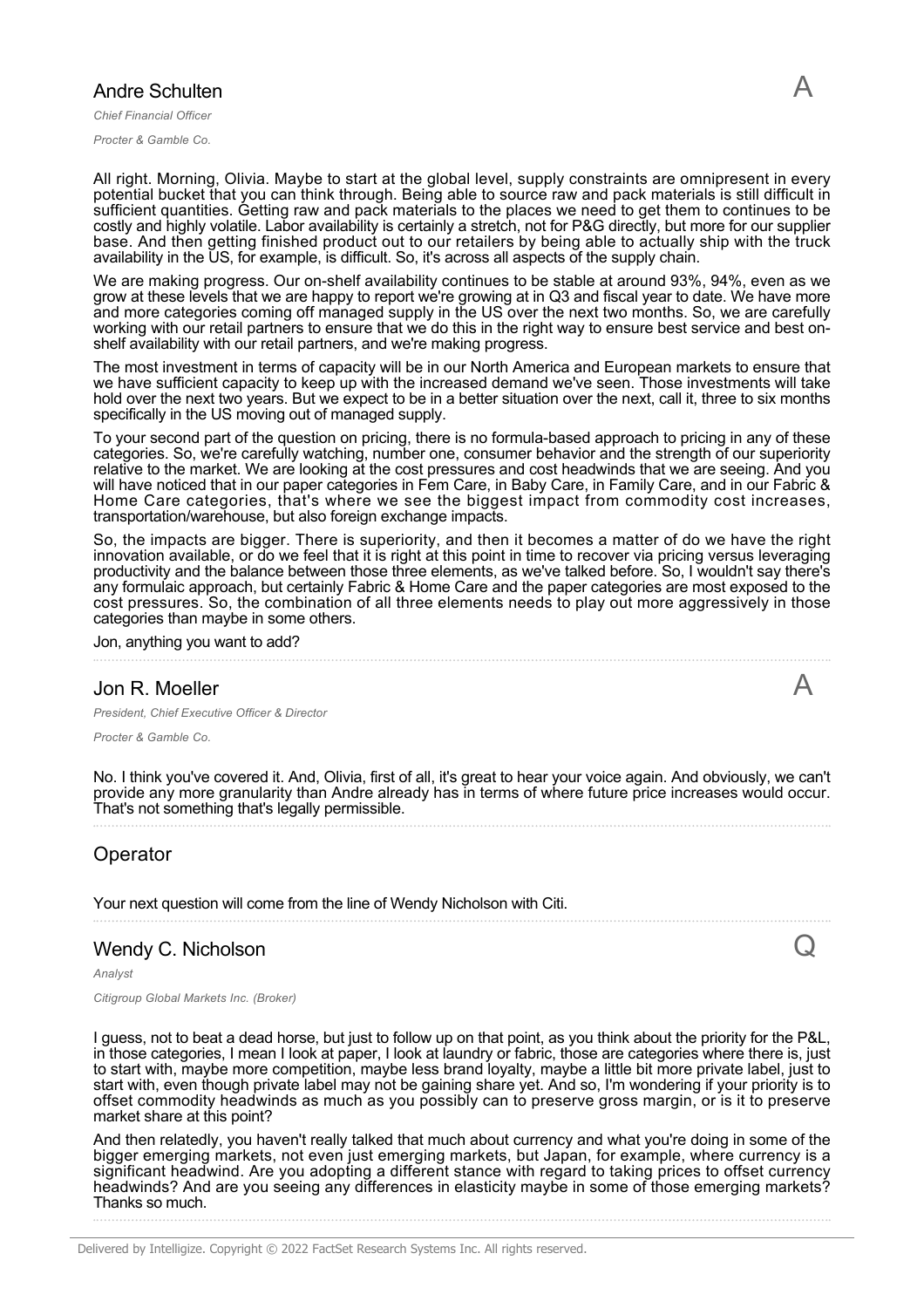## Andre Schulten

*Chief Financial Officer*

*Procter & Gamble Co.*

A

All right. Morning, Olivia. Maybe to start at the global level, supply constraints are omnipresent in every potential bucket that you can think through. Being able to source raw and pack materials is still difficult in sufficient quantities. Getting raw and pack materials to the places we need to get them to continues to be costly and highly volatile. Labor availability is certainly a stretch, not for P&G directly, but more for our supplier base. And then getting finished product out to our retailers by being able to actually ship with the truck availability in the US, for example, is difficult. So, it's across all aspects of the supply chain.

We are making progress. Our on-shelf availability continues to be stable at around 93%, 94%, even as we grow at these levels that we are happy to report we're growing at in Q3 and fiscal year to date. We have more and more categories coming off managed supply in the US over the next two months. So, we are carefully working with our retail partners to ensure that we do this in the right way to ensure best service and best on-shelf availability with our retail partners, and we're making progress.

The most investment in terms of capacity will be in our North America and European markets to ensure that we have sufficient capacity to keep up with the increased demand we've seen. Those investments will take hold over the next two years. But we expect to be in a better situation over the next, call it, three to six months specifically in the US moving out of managed supply.

To your second part of the question on pricing, there is no formula-based approach to pricing in any of these categories. So, we're carefully watching, number one, consumer behavior and the strength of our superiority relative to the market. We are looking at the cost pressures and cost headwinds that we are seeing. And you will have noticed that in our paper categories in Fem Care, in Baby Care, in Family Care, and in our Fabric & Home Care categories, that's where we see the biggest impact from commodity cost increases, transportation/warehouse, but also foreign exchange impacts.

So, the impacts are bigger. There is superiority, and then it becomes a matter of do we have the right innovation available, or do we feel that it is right at this point in time to recover via pricing versus leveraging productivity and the balance between those three elements, as we've talked before. So, I wouldn't say there's any formulaic approach, but certainly Fabric & Home Care and the paper categories are most exposed to the cost pressures. So, the combination of all three elements needs to play out more aggressively in those categories than maybe in some others.

Jon, anything you want to add?

## Jon R. Moeller

*President, Chief Executive Officer & Director*

*Procter & Gamble Co.*

A

No. I think you've covered it. And, Olivia, first of all, it's great to hear your voice again. And obviously, we can't provide any more granularity than Andre already has in terms of where future price increases would occur. That's not something that's legally permissible.

## Operator

Your next question will come from the line of Wendy Nicholson with Citi.

## Wendy C. Nicholson

*Analyst*

*Citigroup Global Markets Inc. (Broker)*

Q

I guess, not to beat a dead horse, but just to follow up on that point, as you think about the priority for the P&L, in those categories, I mean I look at paper, I look at laundry or fabric, those are categories where there is, just to start with, maybe more competition, maybe less brand loyalty, maybe a little bit more private label, just to start with, even though private label may not be gaining share yet. And so, I'm wondering if your priority is to offset commodity headwinds as much as you possibly can to preserve gross margin, or is it to preserve market share at this point?

And then relatedly, you haven't really talked that much about currency and what you're doing in some of the bigger emerging markets, not even just emerging markets, but Japan, for example, where currency is a significant headwind. Are you adopting a different stance with regard to taking prices to offset currency headwinds? And are you seeing any differences in elasticity maybe in some of those emerging markets? Thanks so much.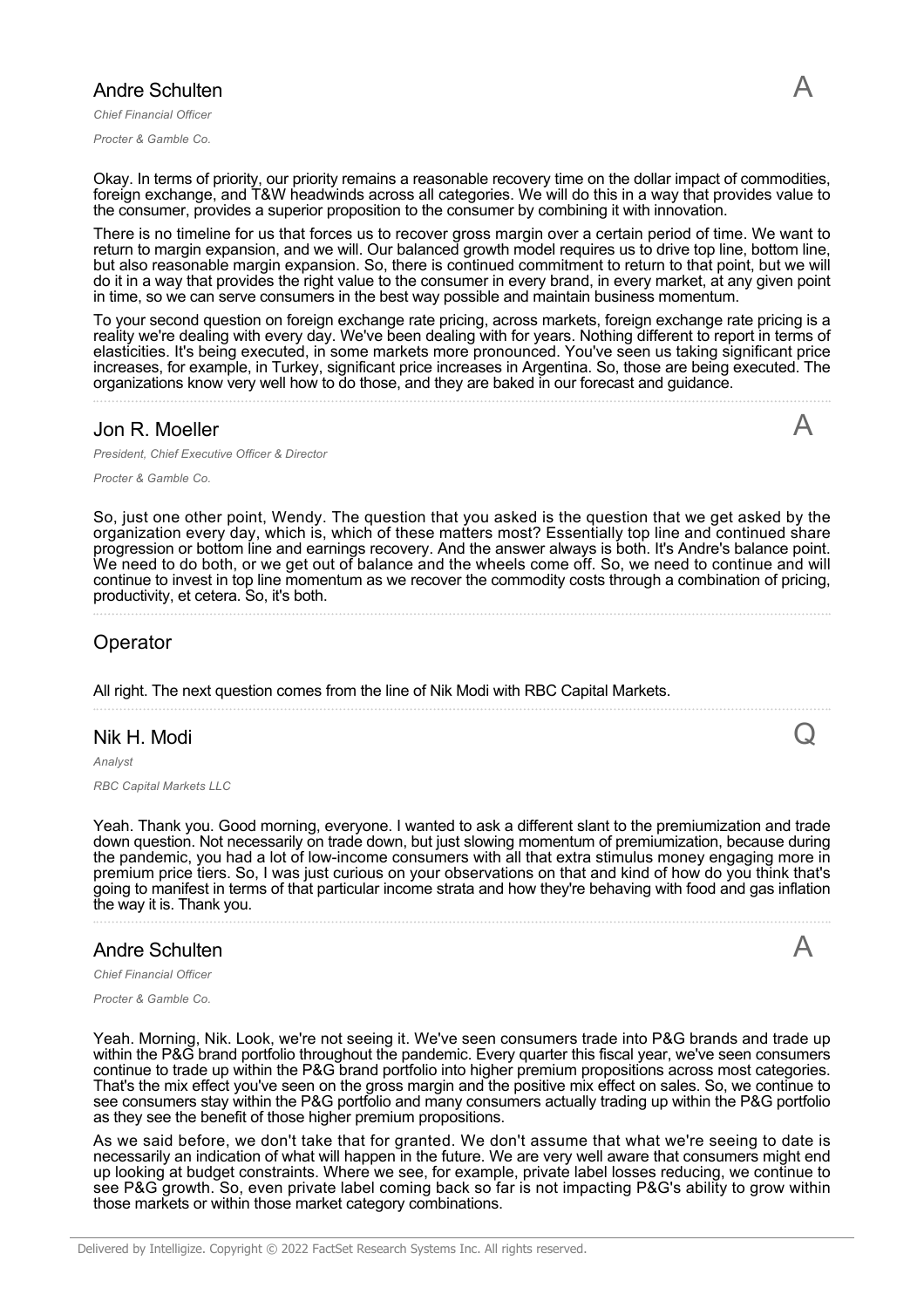## Andre Schulten

*Chief Financial Officer*

*Procter & Gamble Co.*

A

Okay. In terms of priority, our priority remains a reasonable recovery time on the dollar impact of commodities, foreign exchange, and T&W headwinds across all categories. We will do this in a way that provides value to the consumer, provides a superior proposition to the consumer by combining it with innovation.

There is no timeline for us that forces us to recover gross margin over a certain period of time. We want to return to margin expansion, and we will. Our balanced growth model requires us to drive top line, bottom line, but also reasonable margin expansion. So, there is continued commitment to return to that point, but we will do it in a way that provides the right value to the consumer in every brand, in every market, at any given point in time, so we can serve consumers in the best way possible and maintain business momentum.

To your second question on foreign exchange rate pricing, across markets, foreign exchange rate pricing is a reality we're dealing with every day. We've been dealing with for years. Nothing different to report in terms of elasticities. It's being executed, in some markets more pronounced. You've seen us taking significant price increases, for example, in Turkey, significant price increases in Argentina. So, those are being executed. The organizations know very well how to do those, and they are baked in our forecast and guidance.

## Jon R. Moeller

*President, Chief Executive Officer & Director*

*Procter & Gamble Co.*

A

So, just one other point, Wendy. The question that you asked is the question that we get asked by the organization every day, which is, which of these matters most? Essentially top line and continued share progression or bottom line and earnings recovery. And the answer always is both. It's Andre's balance point. We need to do both, or we get out of balance and the wheels come off. So, we need to continue and will continue to invest in top line momentum as we recover the commodity costs through a combination of pricing, productivity, et cetera. So, it's both.

## Operator

All right. The next question comes from the line of Nik Modi with RBC Capital Markets.

## Nik H. Modi

*Analyst*

*RBC Capital Markets LLC*

Q

Yeah. Thank you. Good morning, everyone. I wanted to ask a different slant to the premiumization and trade down question. Not necessarily on trade down, but just slowing momentum of premiumization, because during the pandemic, you had a lot of low-income consumers with all that extra stimulus money engaging more in premium price tiers. So, I was just curious on your observations on that and kind of how do you think that's going to manifest in terms of that particular income strata and how they're behaving with food and gas inflation the way it is. Thank you.

## Andre Schulten

*Chief Financial Officer*

*Procter & Gamble Co.*

A

Yeah. Morning, Nik. Look, we're not seeing it. We've seen consumers trade into P&G brands and trade up within the P&G brand portfolio throughout the pandemic. Every quarter this fiscal year, we've seen consumers continue to trade up within the P&G brand portfolio into higher premium propositions across most categories. That's the mix effect you've seen on the gross margin and the positive mix effect on sales. So, we continue to see consumers stay within the P&G portfolio and many consumers actually trading up within the P&G portfolio as they see the benefit of those higher premium propositions.

As we said before, we don't take that for granted. We don't assume that what we're seeing to date is necessarily an indication of what will happen in the future. We are very well aware that consumers might end up looking at budget constraints. Where we see, for example, private label losses reducing, we continue to see P&G growth. So, even private label coming back so far is not impacting P&G's ability to grow within those markets or within those market category combinations.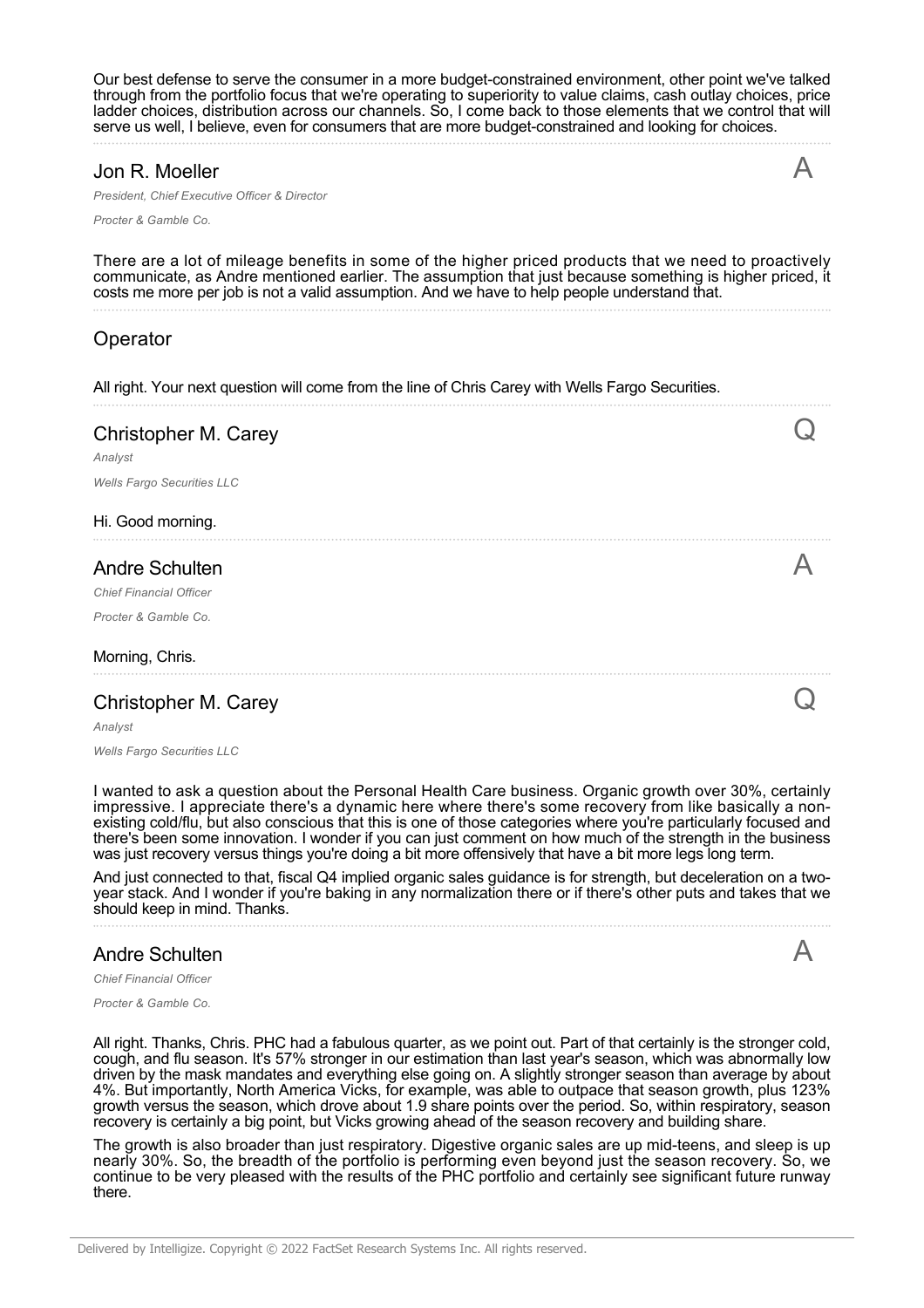Our best defense to serve the consumer in a more budget-constrained environment, other point we've talked through from the portfolio focus that we're operating to superiority to value claims, cash outlay choices, price ladder choices, distribution across our channels. So, I come back to those elements that we control that will serve us well, I believe, even for consumers that are more budget-constrained and looking for choices.

## Jon R. Moeller

*President, Chief Executive Officer & Director*

*Procter & Gamble Co.*

A

There are a lot of mileage benefits in some of the higher priced products that we need to proactively communicate, as Andre mentioned earlier. The assumption that just because something is higher priced, it costs me more per job is not a valid assumption. And we have to help people understand that.

## Operator

All right. Your next question will come from the line of Chris Carey with Wells Fargo Securities.

## Christopher M. Carey

*Analyst*

*Wells Fargo Securities LLC*

Q

Hi. Good morning.

## Andre Schulten

*Chief Financial Officer*

*Procter & Gamble Co.*

A

Morning, Chris.

## Christopher M. Carey

*Analyst*

*Wells Fargo Securities LLC*

Q

I wanted to ask a question about the Personal Health Care business. Organic growth over 30%, certainly impressive. I appreciate there's a dynamic here where there's some recovery from like basically a non-existing cold/flu, but also conscious that this is one of those categories where you're particularly focused and there's been some innovation. I wonder if you can just comment on how much of the strength in the business was just recovery versus things you're doing a bit more offensively that have a bit more legs long term.

And just connected to that, fiscal Q4 implied organic sales guidance is for strength, but deceleration on a two-year stack. And I wonder if you're baking in any normalization there or if there's other puts and takes that we should keep in mind. Thanks.

## Andre Schulten

*Chief Financial Officer*

*Procter & Gamble Co.*

A

All right. Thanks, Chris. PHC had a fabulous quarter, as we point out. Part of that certainly is the stronger cold, cough, and flu season. It's 57% stronger in our estimation than last year's season, which was abnormally low driven by the mask mandates and everything else going on. A slightly stronger season than average by about 4%. But importantly, North America Vicks, for example, was able to outpace that season growth, plus 123% growth versus the season, which drove about 1.9 share points over the period. So, within respiratory, season recovery is certainly a big point, but Vicks growing ahead of the season recovery and building share.

The growth is also broader than just respiratory. Digestive organic sales are up mid-teens, and sleep is up nearly 30%. So, the breadth of the portfolio is performing even beyond just the season recovery. So, we continue to be very pleased with the results of the PHC portfolio and certainly see significant future runway there.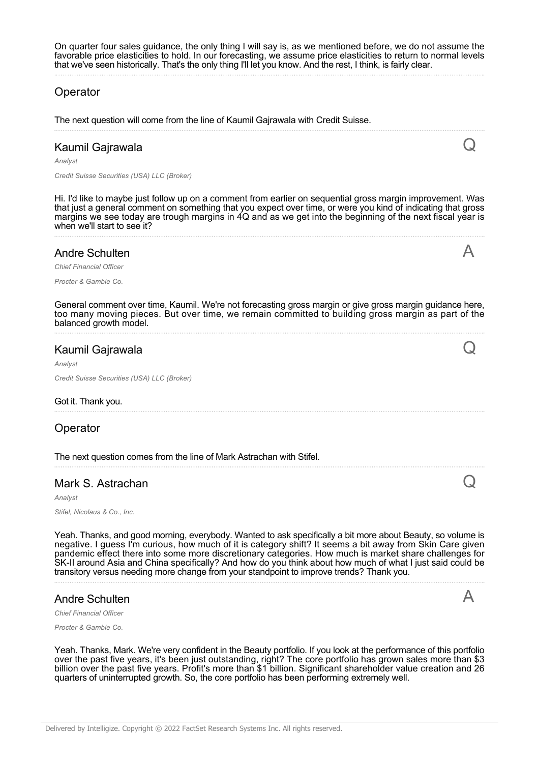On quarter four sales guidance, the only thing I will say is, as we mentioned before, we do not assume the favorable price elasticities to hold. In our forecasting, we assume price elasticities to return to normal levels that we've seen historically. That's the only thing I'll let you know. And the rest, I think, is fairly clear.

## Operator

The next question will come from the line of Kaumil Gajrawala with Credit Suisse.

## Kaumil Gajrawala

*Analyst*

*Credit Suisse Securities (USA) LLC (Broker)*

Q

Hi. I'd like to maybe just follow up on a comment from earlier on sequential gross margin improvement. Was that just a general comment on something that you expect over time, or were you kind of indicating that gross margins we see today are trough margins in 4Q and as we get into the beginning of the next fiscal year is when we'll start to see it?

## Andre Schulten

*Chief Financial Officer*

*Procter & Gamble Co.*

A

General comment over time, Kaumil. We're not forecasting gross margin or give gross margin guidance here, too many moving pieces. But over time, we remain committed to building gross margin as part of the balanced growth model.

## Kaumil Gajrawala

*Analyst*

*Credit Suisse Securities (USA) LLC (Broker)*

Q

Got it. Thank you.

## Operator

The next question comes from the line of Mark Astrachan with Stifel.

## Mark S. Astrachan

*Analyst*

*Stifel, Nicolaus & Co., Inc.*

Q

Yeah. Thanks, and good morning, everybody. Wanted to ask specifically a bit more about Beauty, so volume is negative. I guess I'm curious, how much of it is category shift? It seems a bit away from Skin Care given pandemic effect there into some more discretionary categories. How much is market share challenges for SK-II around Asia and China specifically? And how do you think about how much of what I just said could be transitory versus needing more change from your standpoint to improve trends? Thank you.

## Andre Schulten

*Chief Financial Officer*

*Procter & Gamble Co.*

A

Yeah. Thanks, Mark. We're very confident in the Beauty portfolio. If you look at the performance of this portfolio over the past five years, it's been just outstanding, right? The core portfolio has grown sales more than $3 billion over the past five years. Profit's more than $1 billion. Significant shareholder value creation and 26 quarters of uninterrupted growth. So, the core portfolio has been performing extremely well.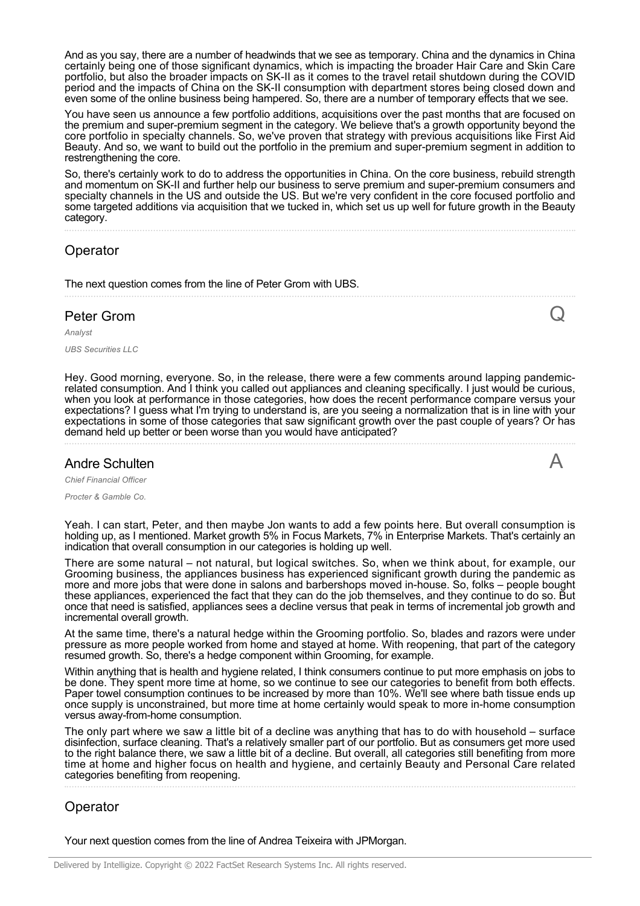And as you say, there are a number of headwinds that we see as temporary. China and the dynamics in China certainly being one of those significant dynamics, which is impacting the broader Hair Care and Skin Care portfolio, but also the broader impacts on SK-II as it comes to the travel retail shutdown during the COVID period and the impacts of China on the SK-II consumption with department stores being closed down and even some of the online business being hampered. So, there are a number of temporary effects that we see.

You have seen us announce a few portfolio additions, acquisitions over the past months that are focused on the premium and super-premium segment in the category. We believe that's a growth opportunity beyond the core portfolio in specialty channels. So, we've proven that strategy with previous acquisitions like First Aid Beauty. And so, we want to build out the portfolio in the premium and super-premium segment in addition to restrengthening the core.

So, there's certainly work to do to address the opportunities in China. On the core business, rebuild strength and momentum on SK-II and further help our business to serve premium and super-premium consumers and specialty channels in the US and outside the US. But we're very confident in the core focused portfolio and some targeted additions via acquisition that we tucked in, which set us up well for future growth in the Beauty category.

## Operator

The next question comes from the line of Peter Grom with UBS.

## Peter Grom — Q

*Analyst*

*UBS Securities LLC*

Hey. Good morning, everyone. So, in the release, there were a few comments around lapping pandemic-related consumption. And I think you called out appliances and cleaning specifically. I just would be curious, when you look at performance in those categories, how does the recent performance compare versus your expectations? I guess what I'm trying to understand is, are you seeing a normalization that is in line with your expectations in some of those categories that saw significant growth over the past couple of years? Or has demand held up better or been worse than you would have anticipated?

## Andre Schulten — A

*Chief Financial Officer*

*Procter & Gamble Co.*

Yeah. I can start, Peter, and then maybe Jon wants to add a few points here. But overall consumption is holding up, as I mentioned. Market growth 5% in Focus Markets, 7% in Enterprise Markets. That's certainly an indication that overall consumption in our categories is holding up well.

There are some natural – not natural, but logical switches. So, when we think about, for example, our Grooming business, the appliances business has experienced significant growth during the pandemic as more and more jobs that were done in salons and barbershops moved in-house. So, folks – people bought these appliances, experienced the fact that they can do the job themselves, and they continue to do so. But once that need is satisfied, appliances sees a decline versus that peak in terms of incremental job growth and incremental overall growth.

At the same time, there's a natural hedge within the Grooming portfolio. So, blades and razors were under pressure as more people worked from home and stayed at home. With reopening, that part of the category resumed growth. So, there's a hedge component within Grooming, for example.

Within anything that is health and hygiene related, I think consumers continue to put more emphasis on jobs to be done. They spent more time at home, so we continue to see our categories to benefit from both effects. Paper towel consumption continues to be increased by more than 10%. We'll see where bath tissue ends up once supply is unconstrained, but more time at home certainly would speak to more in-home consumption versus away-from-home consumption.

The only part where we saw a little bit of a decline was anything that has to do with household – surface disinfection, surface cleaning. That's a relatively smaller part of our portfolio. But as consumers get more used to the right balance there, we saw a little bit of a decline. But overall, all categories still benefiting from more time at home and higher focus on health and hygiene, and certainly Beauty and Personal Care related categories benefiting from reopening.

## Operator

Your next question comes from the line of Andrea Teixeira with JPMorgan.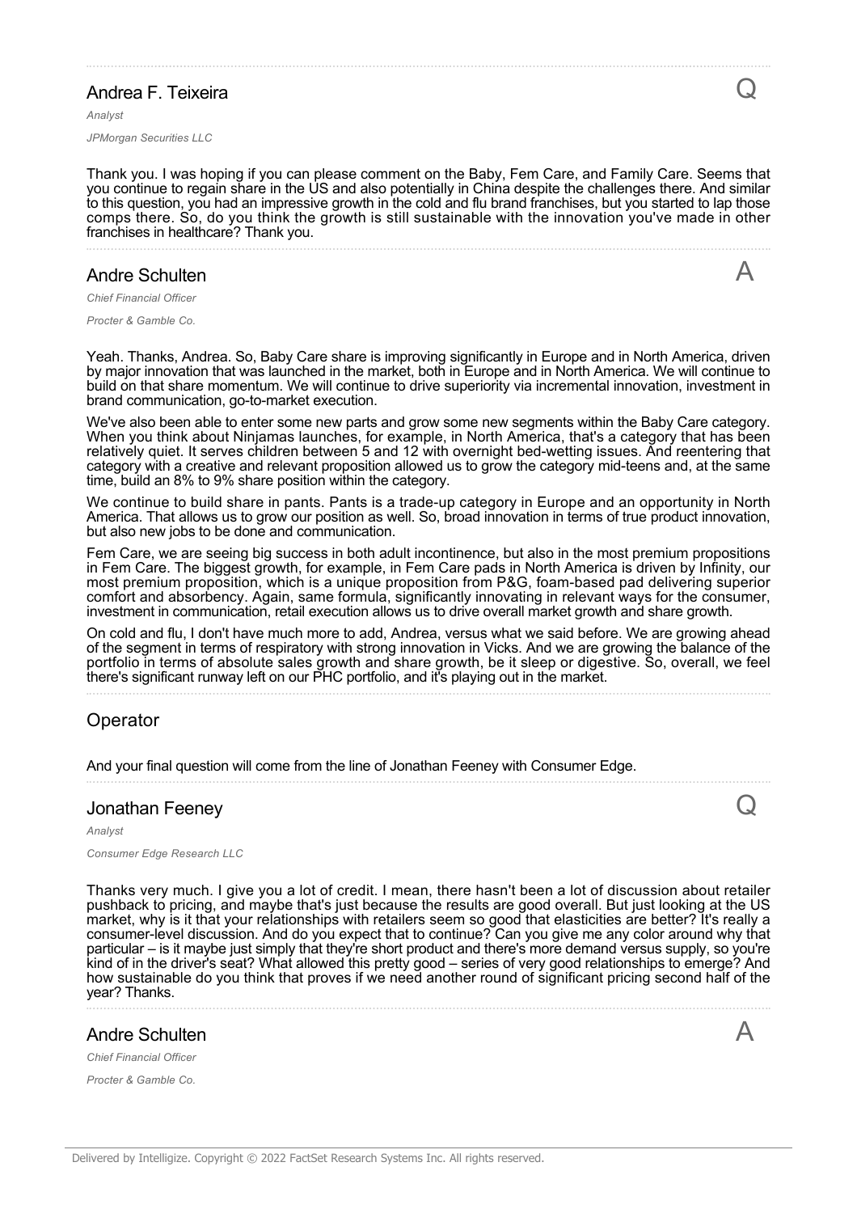## Andrea F. Teixeira

*Analyst*

*JPMorgan Securities LLC*

Q

Thank you. I was hoping if you can please comment on the Baby, Fem Care, and Family Care. Seems that you continue to regain share in the US and also potentially in China despite the challenges there. And similar to this question, you had an impressive growth in the cold and flu brand franchises, but you started to lap those comps there. So, do you think the growth is still sustainable with the innovation you've made in other franchises in healthcare? Thank you.

## Andre Schulten

*Chief Financial Officer*

*Procter & Gamble Co.*

A

Yeah. Thanks, Andrea. So, Baby Care share is improving significantly in Europe and in North America, driven by major innovation that was launched in the market, both in Europe and in North America. We will continue to build on that share momentum. We will continue to drive superiority via incremental innovation, investment in brand communication, go-to-market execution.

We've also been able to enter some new parts and grow some new segments within the Baby Care category. When you think about Ninjamas launches, for example, in North America, that's a category that has been relatively quiet. It serves children between 5 and 12 with overnight bed-wetting issues. And reentering that category with a creative and relevant proposition allowed us to grow the category mid-teens and, at the same time, build an 8% to 9% share position within the category.

We continue to build share in pants. Pants is a trade-up category in Europe and an opportunity in North America. That allows us to grow our position as well. So, broad innovation in terms of true product innovation, but also new jobs to be done and communication.

Fem Care, we are seeing big success in both adult incontinence, but also in the most premium propositions in Fem Care. The biggest growth, for example, in Fem Care pads in North America is driven by Infinity, our most premium proposition, which is a unique proposition from P&G, foam-based pad delivering superior comfort and absorbency. Again, same formula, significantly innovating in relevant ways for the consumer, investment in communication, retail execution allows us to drive overall market growth and share growth.

On cold and flu, I don't have much more to add, Andrea, versus what we said before. We are growing ahead of the segment in terms of respiratory with strong innovation in Vicks. And we are growing the balance of the portfolio in terms of absolute sales growth and share growth, be it sleep or digestive. So, overall, we feel there's significant runway left on our PHC portfolio, and it's playing out in the market.

## Operator

And your final question will come from the line of Jonathan Feeney with Consumer Edge.

## Jonathan Feeney

*Analyst*

*Consumer Edge Research LLC*

Q

Thanks very much. I give you a lot of credit. I mean, there hasn't been a lot of discussion about retailer pushback to pricing, and maybe that's just because the results are good overall. But just looking at the US market, why is it that your relationships with retailers seem so good that elasticities are better? It's really a consumer-level discussion. And do you expect that to continue? Can you give me any color around why that particular – is it maybe just simply that they're short product and there's more demand versus supply, so you're kind of in the driver's seat? What allowed this pretty good – series of very good relationships to emerge? And how sustainable do you think that proves if we need another round of significant pricing second half of the year? Thanks.

## Andre Schulten

*Chief Financial Officer*

*Procter & Gamble Co.*

A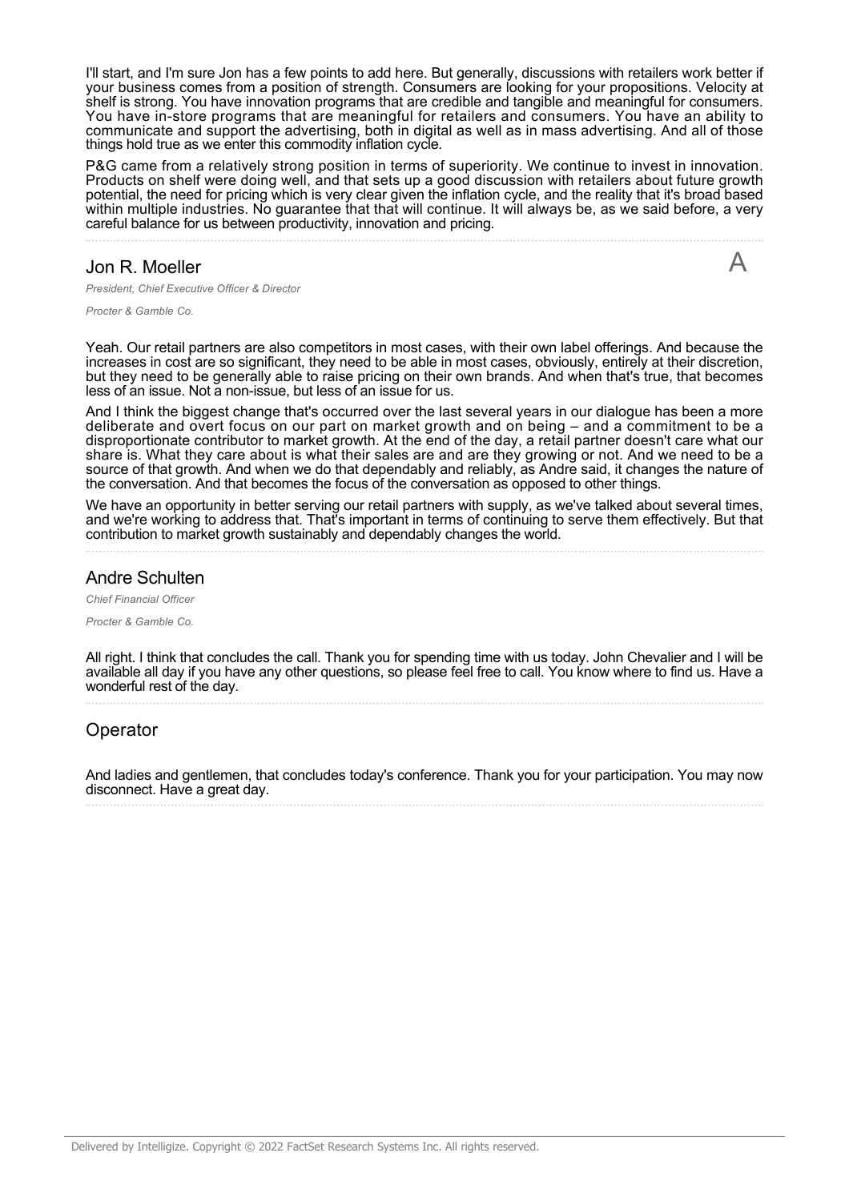I'll start, and I'm sure Jon has a few points to add here. But generally, discussions with retailers work better if your business comes from a position of strength. Consumers are looking for your propositions. Velocity at shelf is strong. You have innovation programs that are credible and tangible and meaningful for consumers. You have in-store programs that are meaningful for retailers and consumers. You have an ability to communicate and support the advertising, both in digital as well as in mass advertising. And all of those things hold true as we enter this commodity inflation cycle.

P&G came from a relatively strong position in terms of superiority. We continue to invest in innovation. Products on shelf were doing well, and that sets up a good discussion with retailers about future growth potential, the need for pricing which is very clear given the inflation cycle, and the reality that it's broad based within multiple industries. No guarantee that that will continue. It will always be, as we said before, a very careful balance for us between productivity, innovation and pricing.

## Jon R. Moeller

*President, Chief Executive Officer & Director*

*Procter & Gamble Co.*

A

Yeah. Our retail partners are also competitors in most cases, with their own label offerings. And because the increases in cost are so significant, they need to be able in most cases, obviously, entirely at their discretion, but they need to be generally able to raise pricing on their own brands. And when that's true, that becomes less of an issue. Not a non-issue, but less of an issue for us.

And I think the biggest change that's occurred over the last several years in our dialogue has been a more deliberate and overt focus on our part on market growth and on being – and a commitment to be a disproportionate contributor to market growth. At the end of the day, a retail partner doesn't care what our share is. What they care about is what their sales are and are they growing or not. And we need to be a source of that growth. And when we do that dependably and reliably, as Andre said, it changes the nature of the conversation. And that becomes the focus of the conversation as opposed to other things.

We have an opportunity in better serving our retail partners with supply, as we've talked about several times, and we're working to address that. That's important in terms of continuing to serve them effectively. But that contribution to market growth sustainably and dependably changes the world.

## Andre Schulten

*Chief Financial Officer*

*Procter & Gamble Co.*

All right. I think that concludes the call. Thank you for spending time with us today. John Chevalier and I will be available all day if you have any other questions, so please feel free to call. You know where to find us. Have a wonderful rest of the day.

## Operator

And ladies and gentlemen, that concludes today's conference. Thank you for your participation. You may now disconnect. Have a great day.